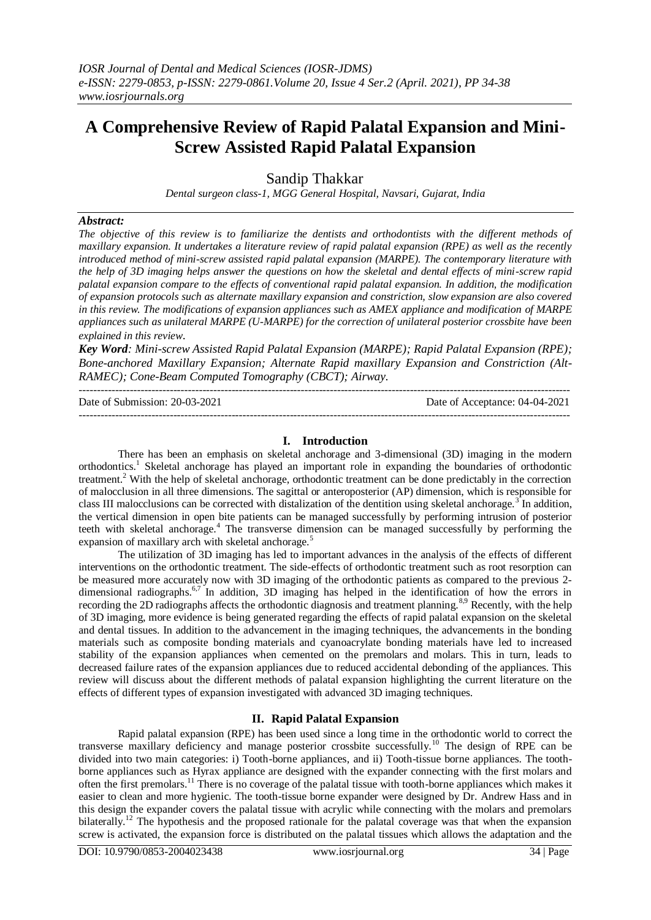# A Comprehensive Review of Rapid Palatal Expansion and Mini-Screw Assisted Rapid Palatal Expansion

Sandip Thakkar

*Dental surgeon class-1, MGG General Hospital, Navsari, Gujarat, India*

***Abstract:***

*The objective of this review is to familiarize the dentists and orthodontists with the different methods of maxillary expansion. It undertakes a literature review of rapid palatal expansion (RPE) as well as the recently introduced method of mini-screw assisted rapid palatal expansion (MARPE). The contemporary literature with the help of 3D imaging helps answer the questions on how the skeletal and dental effects of mini-screw rapid palatal expansion compare to the effects of conventional rapid palatal expansion. In addition, the modification of expansion protocols such as alternate maxillary expansion and constriction, slow expansion are also covered in this review. The modifications of expansion appliances such as AMEX appliance and modification of MARPE appliances such as unilateral MARPE (U-MARPE) for the correction of unilateral posterior crossbite have been explained in this review.*

***Key Word**: Mini-screw Assisted Rapid Palatal Expansion (MARPE); Rapid Palatal Expansion (RPE); Bone-anchored Maxillary Expansion; Alternate Rapid maxillary Expansion and Constriction (Alt-RAMEC); Cone-Beam Computed Tomography (CBCT); Airway.*

---

Date of Submission: 20-03-2021 | Date of Acceptance: 04-04-2021

---

## I. Introduction

There has been an emphasis on skeletal anchorage and 3-dimensional (3D) imaging in the modern orthodontics.[1] Skeletal anchorage has played an important role in expanding the boundaries of orthodontic treatment.[2] With the help of skeletal anchorage, orthodontic treatment can be done predictably in the correction of malocclusion in all three dimensions. The sagittal or anteroposterior (AP) dimension, which is responsible for class III malocclusions can be corrected with distalization of the dentition using skeletal anchorage.[3] In addition, the vertical dimension in open bite patients can be managed successfully by performing intrusion of posterior teeth with skeletal anchorage.[4] The transverse dimension can be managed successfully by performing the expansion of maxillary arch with skeletal anchorage.[5]

The utilization of 3D imaging has led to important advances in the analysis of the effects of different interventions on the orthodontic treatment. The side-effects of orthodontic treatment such as root resorption can be measured more accurately now with 3D imaging of the orthodontic patients as compared to the previous 2-dimensional radiographs.[6,7] In addition, 3D imaging has helped in the identification of how the errors in recording the 2D radiographs affects the orthodontic diagnosis and treatment planning.[8,9] Recently, with the help of 3D imaging, more evidence is being generated regarding the effects of rapid palatal expansion on the skeletal and dental tissues. In addition to the advancement in the imaging techniques, the advancements in the bonding materials such as composite bonding materials and cyanoacrylate bonding materials have led to increased stability of the expansion appliances when cemented on the premolars and molars. This in turn, leads to decreased failure rates of the expansion appliances due to reduced accidental debonding of the appliances. This review will discuss about the different methods of palatal expansion highlighting the current literature on the effects of different types of expansion investigated with advanced 3D imaging techniques.

## II. Rapid Palatal Expansion

Rapid palatal expansion (RPE) has been used since a long time in the orthodontic world to correct the transverse maxillary deficiency and manage posterior crossbite successfully.[10] The design of RPE can be divided into two main categories: i) Tooth-borne appliances, and ii) Tooth-tissue borne appliances. The tooth-borne appliances such as Hyrax appliance are designed with the expander connecting with the first molars and often the first premolars.[11] There is no coverage of the palatal tissue with tooth-borne appliances which makes it easier to clean and more hygienic. The tooth-tissue borne expander were designed by Dr. Andrew Hass and in this design the expander covers the palatal tissue with acrylic while connecting with the molars and premolars bilaterally.[12] The hypothesis and the proposed rationale for the palatal coverage was that when the expansion screw is activated, the expansion force is distributed on the palatal tissues which allows the adaptation and the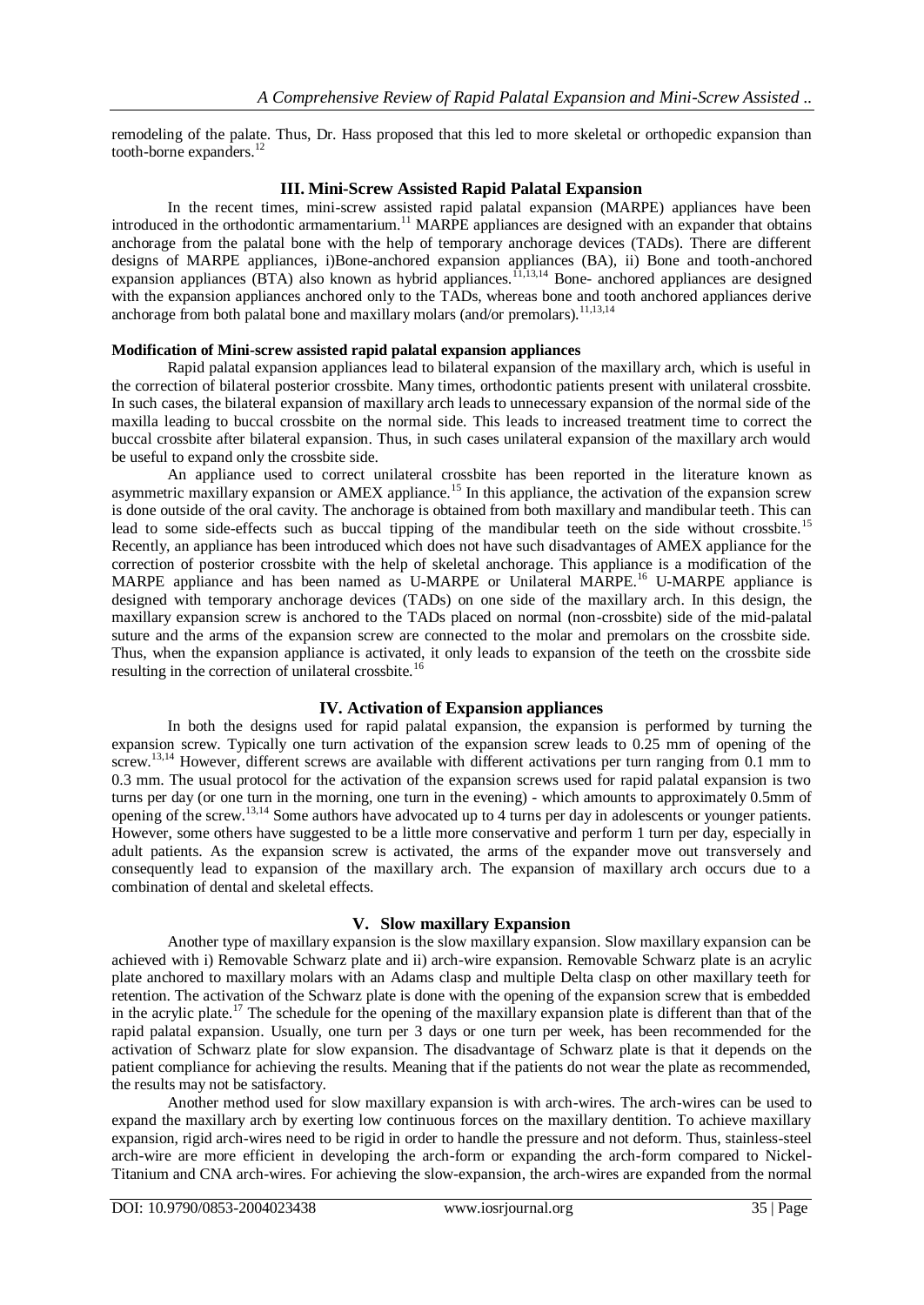remodeling of the palate. Thus, Dr. Hass proposed that this led to more skeletal or orthopedic expansion than tooth-borne expanders.[12]

## III. Mini-Screw Assisted Rapid Palatal Expansion

In the recent times, mini-screw assisted rapid palatal expansion (MARPE) appliances have been introduced in the orthodontic armamentarium.[11] MARPE appliances are designed with an expander that obtains anchorage from the palatal bone with the help of temporary anchorage devices (TADs). There are different designs of MARPE appliances, i)Bone-anchored expansion appliances (BA), ii) Bone and tooth-anchored expansion appliances (BTA) also known as hybrid appliances.[11,13,14] Bone- anchored appliances are designed with the expansion appliances anchored only to the TADs, whereas bone and tooth anchored appliances derive anchorage from both palatal bone and maxillary molars (and/or premolars).[11,13,14]

### Modification of Mini-screw assisted rapid palatal expansion appliances

Rapid palatal expansion appliances lead to bilateral expansion of the maxillary arch, which is useful in the correction of bilateral posterior crossbite. Many times, orthodontic patients present with unilateral crossbite. In such cases, the bilateral expansion of maxillary arch leads to unnecessary expansion of the normal side of the maxilla leading to buccal crossbite on the normal side. This leads to increased treatment time to correct the buccal crossbite after bilateral expansion. Thus, in such cases unilateral expansion of the maxillary arch would be useful to expand only the crossbite side.

An appliance used to correct unilateral crossbite has been reported in the literature known as asymmetric maxillary expansion or AMEX appliance.[15] In this appliance, the activation of the expansion screw is done outside of the oral cavity. The anchorage is obtained from both maxillary and mandibular teeth. This can lead to some side-effects such as buccal tipping of the mandibular teeth on the side without crossbite.[15] Recently, an appliance has been introduced which does not have such disadvantages of AMEX appliance for the correction of posterior crossbite with the help of skeletal anchorage. This appliance is a modification of the MARPE appliance and has been named as U-MARPE or Unilateral MARPE.[16] U-MARPE appliance is designed with temporary anchorage devices (TADs) on one side of the maxillary arch. In this design, the maxillary expansion screw is anchored to the TADs placed on normal (non-crossbite) side of the mid-palatal suture and the arms of the expansion screw are connected to the molar and premolars on the crossbite side. Thus, when the expansion appliance is activated, it only leads to expansion of the teeth on the crossbite side resulting in the correction of unilateral crossbite.[16]

## IV. Activation of Expansion appliances

In both the designs used for rapid palatal expansion, the expansion is performed by turning the expansion screw. Typically one turn activation of the expansion screw leads to 0.25 mm of opening of the screw.[13,14] However, different screws are available with different activations per turn ranging from 0.1 mm to 0.3 mm. The usual protocol for the activation of the expansion screws used for rapid palatal expansion is two turns per day (or one turn in the morning, one turn in the evening) - which amounts to approximately 0.5mm of opening of the screw.[13,14] Some authors have advocated up to 4 turns per day in adolescents or younger patients. However, some others have suggested to be a little more conservative and perform 1 turn per day, especially in adult patients. As the expansion screw is activated, the arms of the expander move out transversely and consequently lead to expansion of the maxillary arch. The expansion of maxillary arch occurs due to a combination of dental and skeletal effects.

## V. Slow maxillary Expansion

Another type of maxillary expansion is the slow maxillary expansion. Slow maxillary expansion can be achieved with i) Removable Schwarz plate and ii) arch-wire expansion. Removable Schwarz plate is an acrylic plate anchored to maxillary molars with an Adams clasp and multiple Delta clasp on other maxillary teeth for retention. The activation of the Schwarz plate is done with the opening of the expansion screw that is embedded in the acrylic plate.[17] The schedule for the opening of the maxillary expansion plate is different than that of the rapid palatal expansion. Usually, one turn per 3 days or one turn per week, has been recommended for the activation of Schwarz plate for slow expansion. The disadvantage of Schwarz plate is that it depends on the patient compliance for achieving the results. Meaning that if the patients do not wear the plate as recommended, the results may not be satisfactory.

Another method used for slow maxillary expansion is with arch-wires. The arch-wires can be used to expand the maxillary arch by exerting low continuous forces on the maxillary dentition. To achieve maxillary expansion, rigid arch-wires need to be rigid in order to handle the pressure and not deform. Thus, stainless-steel arch-wire are more efficient in developing the arch-form or expanding the arch-form compared to Nickel-Titanium and CNA arch-wires. For achieving the slow-expansion, the arch-wires are expanded from the normal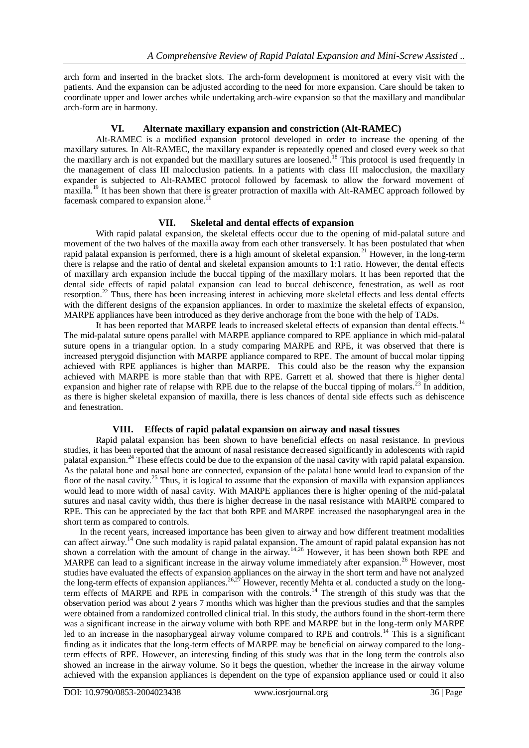arch form and inserted in the bracket slots. The arch-form development is monitored at every visit with the patients. And the expansion can be adjusted according to the need for more expansion. Care should be taken to coordinate upper and lower arches while undertaking arch-wire expansion so that the maxillary and mandibular arch-form are in harmony.

## VI. Alternate maxillary expansion and constriction (Alt-RAMEC)

Alt-RAMEC is a modified expansion protocol developed in order to increase the opening of the maxillary sutures. In Alt-RAMEC, the maxillary expander is repeatedly opened and closed every week so that the maxillary arch is not expanded but the maxillary sutures are loosened.[18] This protocol is used frequently in the management of class III malocclusion patients. In a patients with class III malocclusion, the maxillary expander is subjected to Alt-RAMEC protocol followed by facemask to allow the forward movement of maxilla.[19] It has been shown that there is greater protraction of maxilla with Alt-RAMEC approach followed by facemask compared to expansion alone.[20]

## VII. Skeletal and dental effects of expansion

With rapid palatal expansion, the skeletal effects occur due to the opening of mid-palatal suture and movement of the two halves of the maxilla away from each other transversely. It has been postulated that when rapid palatal expansion is performed, there is a high amount of skeletal expansion.[21] However, in the long-term there is relapse and the ratio of dental and skeletal expansion amounts to 1:1 ratio. However, the dental effects of maxillary arch expansion include the buccal tipping of the maxillary molars. It has been reported that the dental side effects of rapid palatal expansion can lead to buccal dehiscence, fenestration, as well as root resorption.[22] Thus, there has been increasing interest in achieving more skeletal effects and less dental effects with the different designs of the expansion appliances. In order to maximize the skeletal effects of expansion, MARPE appliances have been introduced as they derive anchorage from the bone with the help of TADs.

It has been reported that MARPE leads to increased skeletal effects of expansion than dental effects.[14] The mid-palatal suture opens parallel with MARPE appliance compared to RPE appliance in which mid-palatal suture opens in a triangular option. In a study comparing MARPE and RPE, it was observed that there is increased pterygoid disjunction with MARPE appliance compared to RPE. The amount of buccal molar tipping achieved with RPE appliances is higher than MARPE. This could also be the reason why the expansion achieved with MARPE is more stable than that with RPE. Garrett et al. showed that there is higher dental expansion and higher rate of relapse with RPE due to the relapse of the buccal tipping of molars.[23] In addition, as there is higher skeletal expansion of maxilla, there is less chances of dental side effects such as dehiscence and fenestration.

## VIII. Effects of rapid palatal expansion on airway and nasal tissues

Rapid palatal expansion has been shown to have beneficial effects on nasal resistance. In previous studies, it has been reported that the amount of nasal resistance decreased significantly in adolescents with rapid palatal expansion.[24] These effects could be due to the expansion of the nasal cavity with rapid palatal expansion. As the palatal bone and nasal bone are connected, expansion of the palatal bone would lead to expansion of the floor of the nasal cavity.[25] Thus, it is logical to assume that the expansion of maxilla with expansion appliances would lead to more width of nasal cavity. With MARPE appliances there is higher opening of the mid-palatal sutures and nasal cavity width, thus there is higher decrease in the nasal resistance with MARPE compared to RPE. This can be appreciated by the fact that both RPE and MARPE increased the nasopharyngeal area in the short term as compared to controls.

In the recent years, increased importance has been given to airway and how different treatment modalities can affect airway.[14] One such modality is rapid palatal expansion. The amount of rapid palatal expansion has not shown a correlation with the amount of change in the airway.[14,26] However, it has been shown both RPE and MARPE can lead to a significant increase in the airway volume immediately after expansion.[26] However, most studies have evaluated the effects of expansion appliances on the airway in the short term and have not analyzed the long-term effects of expansion appliances.[26,27] However, recently Mehta et al. conducted a study on the long-term effects of MARPE and RPE in comparison with the controls.[14] The strength of this study was that the observation period was about 2 years 7 months which was higher than the previous studies and that the samples were obtained from a randomized controlled clinical trial. In this study, the authors found in the short-term there was a significant increase in the airway volume with both RPE and MARPE but in the long-term only MARPE led to an increase in the nasopharygeal airway volume compared to RPE and controls.[14] This is a significant finding as it indicates that the long-term effects of MARPE may be beneficial on airway compared to the long-term effects of RPE. However, an interesting finding of this study was that in the long term the controls also showed an increase in the airway volume. So it begs the question, whether the increase in the airway volume achieved with the expansion appliances is dependent on the type of expansion appliance used or could it also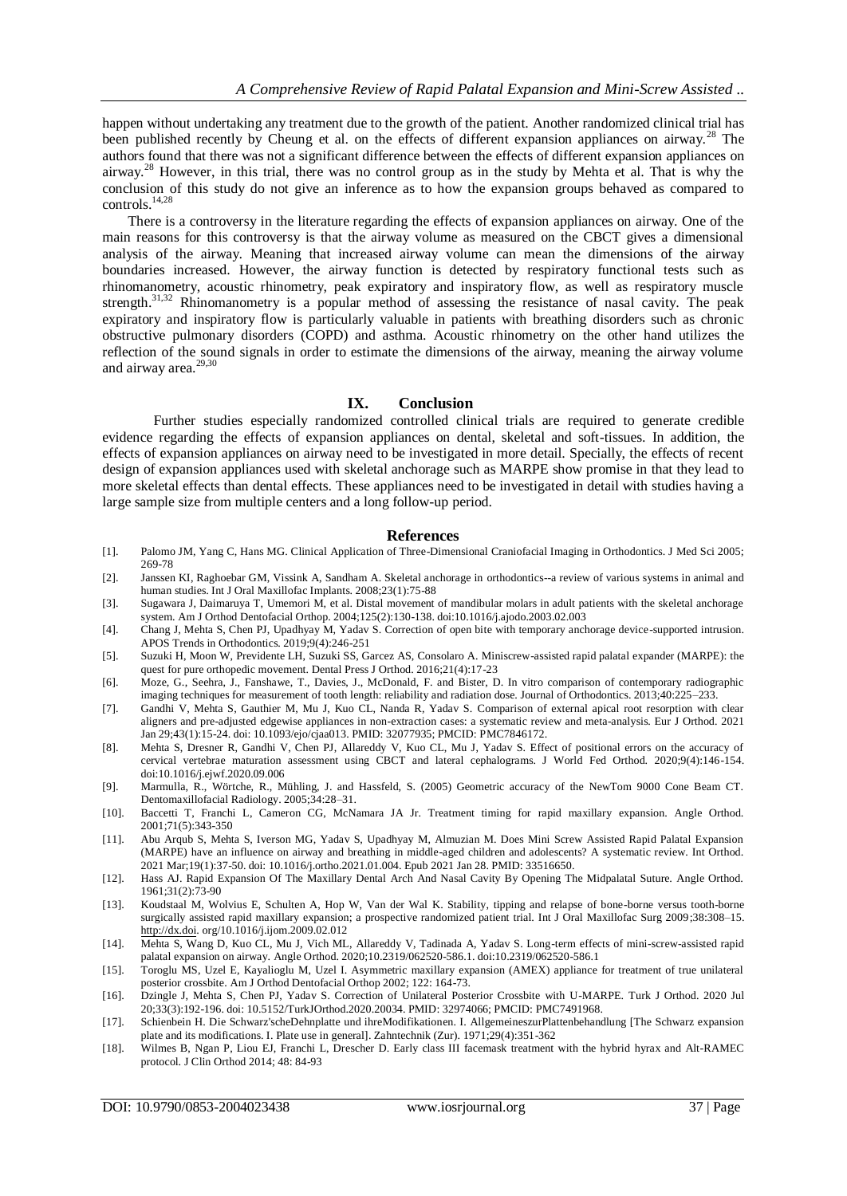happen without undertaking any treatment due to the growth of the patient. Another randomized clinical trial has been published recently by Cheung et al. on the effects of different expansion appliances on airway.[28] The authors found that there was not a significant difference between the effects of different expansion appliances on airway.[28] However, in this trial, there was no control group as in the study by Mehta et al. That is why the conclusion of this study do not give an inference as to how the expansion groups behaved as compared to controls.[14,28]

There is a controversy in the literature regarding the effects of expansion appliances on airway. One of the main reasons for this controversy is that the airway volume as measured on the CBCT gives a dimensional analysis of the airway. Meaning that increased airway volume can mean the dimensions of the airway boundaries increased. However, the airway function is detected by respiratory functional tests such as rhinomanometry, acoustic rhinometry, peak expiratory and inspiratory flow, as well as respiratory muscle strength.[31,32] Rhinomanometry is a popular method of assessing the resistance of nasal cavity. The peak expiratory and inspiratory flow is particularly valuable in patients with breathing disorders such as chronic obstructive pulmonary disorders (COPD) and asthma. Acoustic rhinometry on the other hand utilizes the reflection of the sound signals in order to estimate the dimensions of the airway, meaning the airway volume and airway area.[29,30]

## IX. Conclusion

Further studies especially randomized controlled clinical trials are required to generate credible evidence regarding the effects of expansion appliances on dental, skeletal and soft-tissues. In addition, the effects of expansion appliances on airway need to be investigated in more detail. Specially, the effects of recent design of expansion appliances used with skeletal anchorage such as MARPE show promise in that they lead to more skeletal effects than dental effects. These appliances need to be investigated in detail with studies having a large sample size from multiple centers and a long follow-up period.

## References

[1]. Palomo JM, Yang C, Hans MG. Clinical Application of Three-Dimensional Craniofacial Imaging in Orthodontics. J Med Sci 2005; 269-78

[2]. Janssen KI, Raghoebar GM, Vissink A, Sandham A. Skeletal anchorage in orthodontics--a review of various systems in animal and human studies. Int J Oral Maxillofac Implants. 2008;23(1):75-88

[3]. Sugawara J, Daimaruya T, Umemori M, et al. Distal movement of mandibular molars in adult patients with the skeletal anchorage system. Am J Orthod Dentofacial Orthop. 2004;125(2):130-138. doi:10.1016/j.ajodo.2003.02.003

[4]. Chang J, Mehta S, Chen PJ, Upadhyay M, Yadav S. Correction of open bite with temporary anchorage device-supported intrusion. APOS Trends in Orthodontics. 2019;9(4):246-251

[5]. Suzuki H, Moon W, Previdente LH, Suzuki SS, Garcez AS, Consolaro A. Miniscrew-assisted rapid palatal expander (MARPE): the quest for pure orthopedic movement. Dental Press J Orthod. 2016;21(4):17-23

[6]. Moze, G., Seehra, J., Fanshawe, T., Davies, J., McDonald, F. and Bister, D. In vitro comparison of contemporary radiographic imaging techniques for measurement of tooth length: reliability and radiation dose. Journal of Orthodontics. 2013;40:225–233.

[7]. Gandhi V, Mehta S, Gauthier M, Mu J, Kuo CL, Nanda R, Yadav S. Comparison of external apical root resorption with clear aligners and pre-adjusted edgewise appliances in non-extraction cases: a systematic review and meta-analysis. Eur J Orthod. 2021 Jan 29;43(1):15-24. doi: 10.1093/ejo/cjaa013. PMID: 32077935; PMCID: PMC7846172.

[8]. Mehta S, Dresner R, Gandhi V, Chen PJ, Allareddy V, Kuo CL, Mu J, Yadav S. Effect of positional errors on the accuracy of cervical vertebrae maturation assessment using CBCT and lateral cephalograms. J World Fed Orthod. 2020;9(4):146-154. doi:10.1016/j.ejwf.2020.09.006

[9]. Marmulla, R., Wörtche, R., Mühling, J. and Hassfeld, S. (2005) Geometric accuracy of the NewTom 9000 Cone Beam CT. Dentomaxillofacial Radiology. 2005;34:28–31.

[10]. Baccetti T, Franchi L, Cameron CG, McNamara JA Jr. Treatment timing for rapid maxillary expansion. Angle Orthod. 2001;71(5):343-350

[11]. Abu Arqub S, Mehta S, Iverson MG, Yadav S, Upadhyay M, Almuzian M. Does Mini Screw Assisted Rapid Palatal Expansion (MARPE) have an influence on airway and breathing in middle-aged children and adolescents? A systematic review. Int Orthod. 2021 Mar;19(1):37-50. doi: 10.1016/j.ortho.2021.01.004. Epub 2021 Jan 28. PMID: 33516650.

[12]. Hass AJ. Rapid Expansion Of The Maxillary Dental Arch And Nasal Cavity By Opening The Midpalatal Suture. Angle Orthod. 1961;31(2):73-90

[13]. Koudstaal M, Wolvius E, Schulten A, Hop W, Van der Wal K. Stability, tipping and relapse of bone-borne versus tooth-borne surgically assisted rapid maxillary expansion; a prospective randomized patient trial. Int J Oral Maxillofac Surg 2009;38:308–15. http://dx.doi. org/10.1016/j.ijom.2009.02.012

[14]. Mehta S, Wang D, Kuo CL, Mu J, Vich ML, Allareddy V, Tadinada A, Yadav S. Long-term effects of mini-screw-assisted rapid palatal expansion on airway. Angle Orthod. 2020;10.2319/062520-586.1. doi:10.2319/062520-586.1

[15]. Toroglu MS, Uzel E, Kayalioglu M, Uzel I. Asymmetric maxillary expansion (AMEX) appliance for treatment of true unilateral posterior crossbite. Am J Orthod Dentofacial Orthop 2002; 122: 164-73.

[16]. Dzingle J, Mehta S, Chen PJ, Yadav S. Correction of Unilateral Posterior Crossbite with U-MARPE. Turk J Orthod. 2020 Jul 20;33(3):192-196. doi: 10.5152/TurkJOrthod.2020.20034. PMID: 32974066; PMCID: PMC7491968.

[17]. Schienbein H. Die Schwarz'scheDehnplatte und ihreModifikationen. I. AllgemeineszurPlattenbehandlung [The Schwarz expansion plate and its modifications. I. Plate use in general]. Zahntechnik (Zur). 1971;29(4):351-362

[18]. Wilmes B, Ngan P, Liou EJ, Franchi L, Drescher D. Early class III facemask treatment with the hybrid hyrax and Alt-RAMEC protocol. J Clin Orthod 2014; 48: 84-93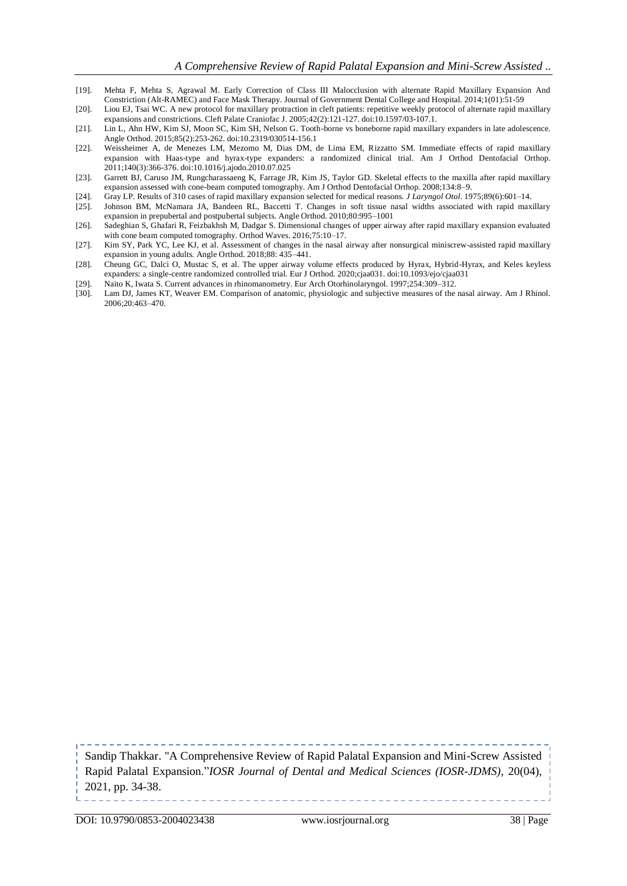[19]. Mehta F, Mehta S, Agrawal M. Early Correction of Class III Malocclusion with alternate Rapid Maxillary Expansion And Constriction (Alt-RAMEC) and Face Mask Therapy. Journal of Government Dental College and Hospital. 2014;1(01):51-59

[20]. Liou EJ, Tsai WC. A new protocol for maxillary protraction in cleft patients: repetitive weekly protocol of alternate rapid maxillary expansions and constrictions. Cleft Palate Craniofac J. 2005;42(2):121-127. doi:10.1597/03-107.1.

[21]. Lin L, Ahn HW, Kim SJ, Moon SC, Kim SH, Nelson G. Tooth-borne vs boneborne rapid maxillary expanders in late adolescence. Angle Orthod. 2015;85(2):253-262. doi:10.2319/030514-156.1

[22]. Weissheimer A, de Menezes LM, Mezomo M, Dias DM, de Lima EM, Rizzatto SM. Immediate effects of rapid maxillary expansion with Haas-type and hyrax-type expanders: a randomized clinical trial. Am J Orthod Dentofacial Orthop. 2011;140(3):366-376. doi:10.1016/j.ajodo.2010.07.025

[23]. Garrett BJ, Caruso JM, Rungcharassaeng K, Farrage JR, Kim JS, Taylor GD. Skeletal effects to the maxilla after rapid maxillary expansion assessed with cone-beam computed tomography. Am J Orthod Dentofacial Orthop. 2008;134:8–9.

[24]. Gray LP. Results of 310 cases of rapid maxillary expansion selected for medical reasons. *J Laryngol Otol*. 1975;89(6):601–14.

[25]. Johnson BM, McNamara JA, Bandeen RL, Baccetti T. Changes in soft tissue nasal widths associated with rapid maxillary expansion in prepubertal and postpubertal subjects. Angle Orthod. 2010;80:995–1001

[26]. Sadeghian S, Ghafari R, Feizbakhsh M, Dadgar S. Dimensional changes of upper airway after rapid maxillary expansion evaluated with cone beam computed tomography. Orthod Waves. 2016;75:10–17.

[27]. Kim SY, Park YC, Lee KJ, et al. Assessment of changes in the nasal airway after nonsurgical miniscrew-assisted rapid maxillary expansion in young adults. Angle Orthod. 2018;88: 435–441.

[28]. Cheung GC, Dalci O, Mustac S, et al. The upper airway volume effects produced by Hyrax, Hybrid-Hyrax, and Keles keyless expanders: a single-centre randomized controlled trial. Eur J Orthod. 2020;cjaa031. doi:10.1093/ejo/cjaa031

[29]. Naito K, Iwata S. Current advances in rhinomanometry. Eur Arch Otorhinolaryngol. 1997;254:309–312.

[30]. Lam DJ, James KT, Weaver EM. Comparison of anatomic, physiologic and subjective measures of the nasal airway. Am J Rhinol. 2006;20:463–470.

Sandip Thakkar. "A Comprehensive Review of Rapid Palatal Expansion and Mini-Screw Assisted Rapid Palatal Expansion."*IOSR Journal of Dental and Medical Sciences (IOSR-JDMS)*, 20(04), 2021, pp. 34-38.